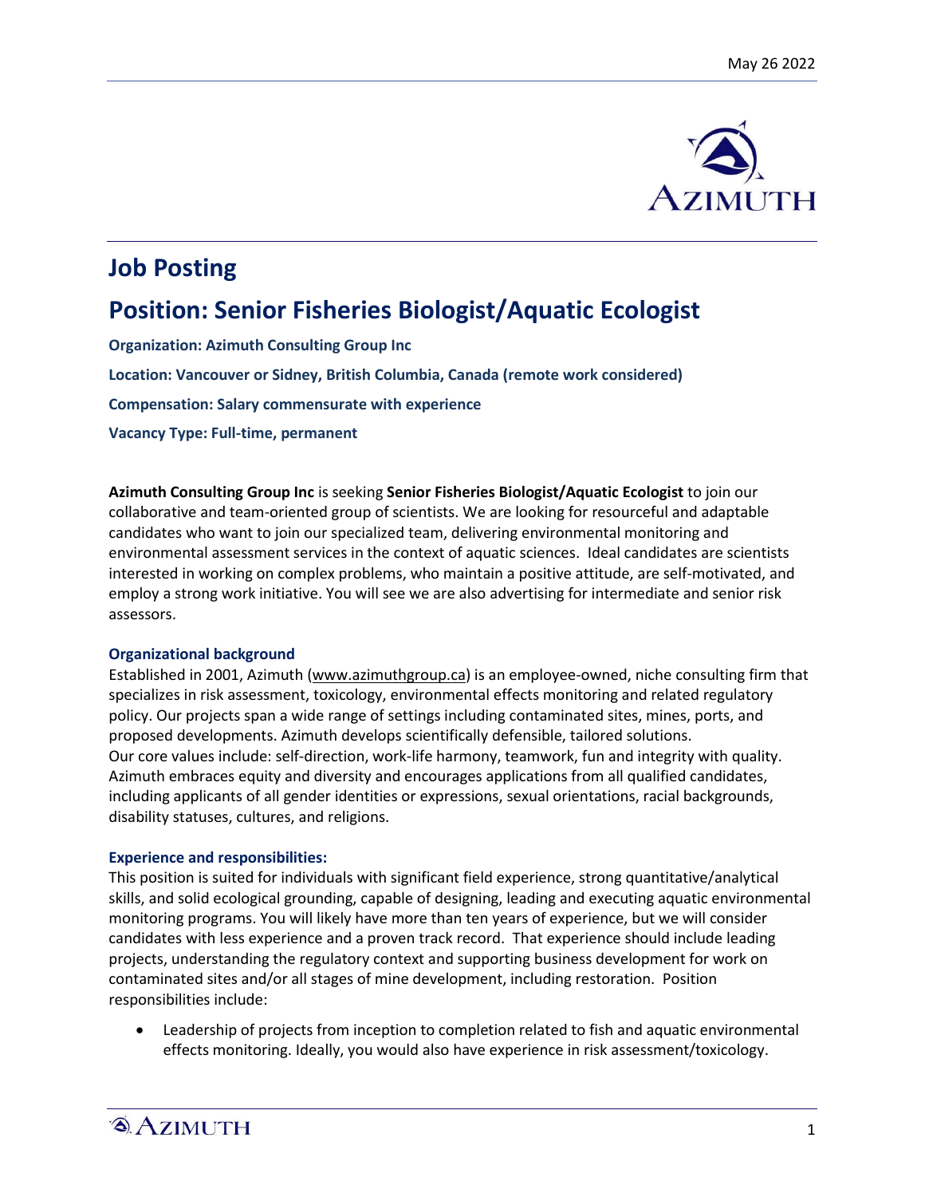May 26 2022

# Job Posting

## Position: Senior Fisheries Biologist/Aquatic Ecologist

**Organization: Azimuth Consulting Group Inc**

**Location: Vancouver or Sidney, British Columbia, Canada (remote work considered)**

**Compensation: Salary commensurate with experience**

**Vacancy Type: Full-time, permanent**

**Azimuth Consulting Group Inc** is seeking **Senior Fisheries Biologist/Aquatic Ecologist** to join our collaborative and team-oriented group of scientists. We are looking for resourceful and adaptable candidates who want to join our specialized team, delivering environmental monitoring and environmental assessment services in the context of aquatic sciences. Ideal candidates are scientists interested in working on complex problems, who maintain a positive attitude, are self-motivated, and employ a strong work initiative. You will see we are also advertising for intermediate and senior risk assessors.

### Organizational background

Established in 2001, Azimuth (www.azimuthgroup.ca) is an employee-owned, niche consulting firm that specializes in risk assessment, toxicology, environmental effects monitoring and related regulatory policy. Our projects span a wide range of settings including contaminated sites, mines, ports, and proposed developments. Azimuth develops scientifically defensible, tailored solutions.
Our core values include: self-direction, work-life harmony, teamwork, fun and integrity with quality. Azimuth embraces equity and diversity and encourages applications from all qualified candidates, including applicants of all gender identities or expressions, sexual orientations, racial backgrounds, disability statuses, cultures, and religions.

### Experience and responsibilities:

This position is suited for individuals with significant field experience, strong quantitative/analytical skills, and solid ecological grounding, capable of designing, leading and executing aquatic environmental monitoring programs. You will likely have more than ten years of experience, but we will consider candidates with less experience and a proven track record. That experience should include leading projects, understanding the regulatory context and supporting business development for work on contaminated sites and/or all stages of mine development, including restoration. Position responsibilities include:

- Leadership of projects from inception to completion related to fish and aquatic environmental effects monitoring. Ideally, you would also have experience in risk assessment/toxicology.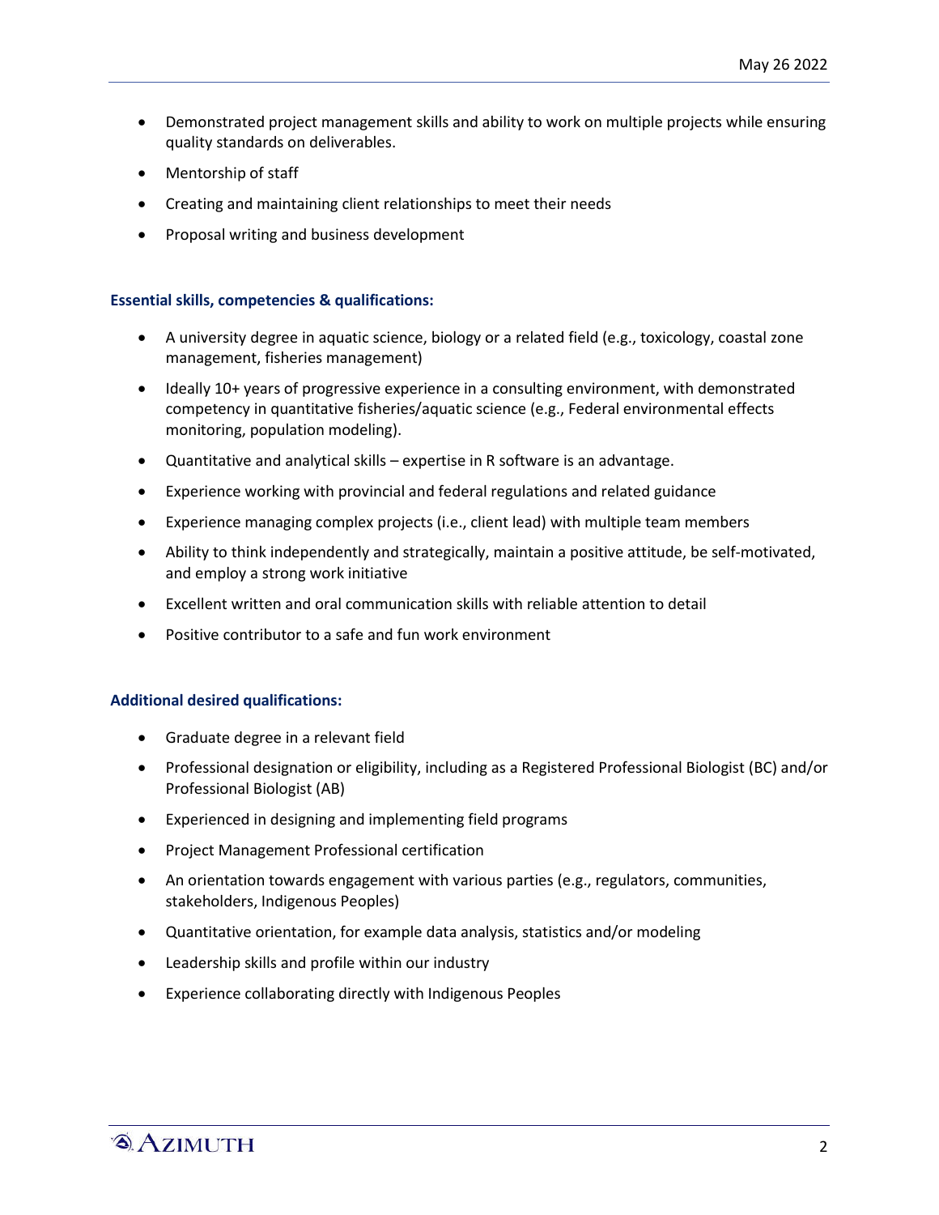- Demonstrated project management skills and ability to work on multiple projects while ensuring quality standards on deliverables.
- Mentorship of staff
- Creating and maintaining client relationships to meet their needs
- Proposal writing and business development

### Essential skills, competencies & qualifications:

- A university degree in aquatic science, biology or a related field (e.g., toxicology, coastal zone management, fisheries management)
- Ideally 10+ years of progressive experience in a consulting environment, with demonstrated competency in quantitative fisheries/aquatic science (e.g., Federal environmental effects monitoring, population modeling).
- Quantitative and analytical skills – expertise in R software is an advantage.
- Experience working with provincial and federal regulations and related guidance
- Experience managing complex projects (i.e., client lead) with multiple team members
- Ability to think independently and strategically, maintain a positive attitude, be self-motivated, and employ a strong work initiative
- Excellent written and oral communication skills with reliable attention to detail
- Positive contributor to a safe and fun work environment

### Additional desired qualifications:

- Graduate degree in a relevant field
- Professional designation or eligibility, including as a Registered Professional Biologist (BC) and/or Professional Biologist (AB)
- Experienced in designing and implementing field programs
- Project Management Professional certification
- An orientation towards engagement with various parties (e.g., regulators, communities, stakeholders, Indigenous Peoples)
- Quantitative orientation, for example data analysis, statistics and/or modeling
- Leadership skills and profile within our industry
- Experience collaborating directly with Indigenous Peoples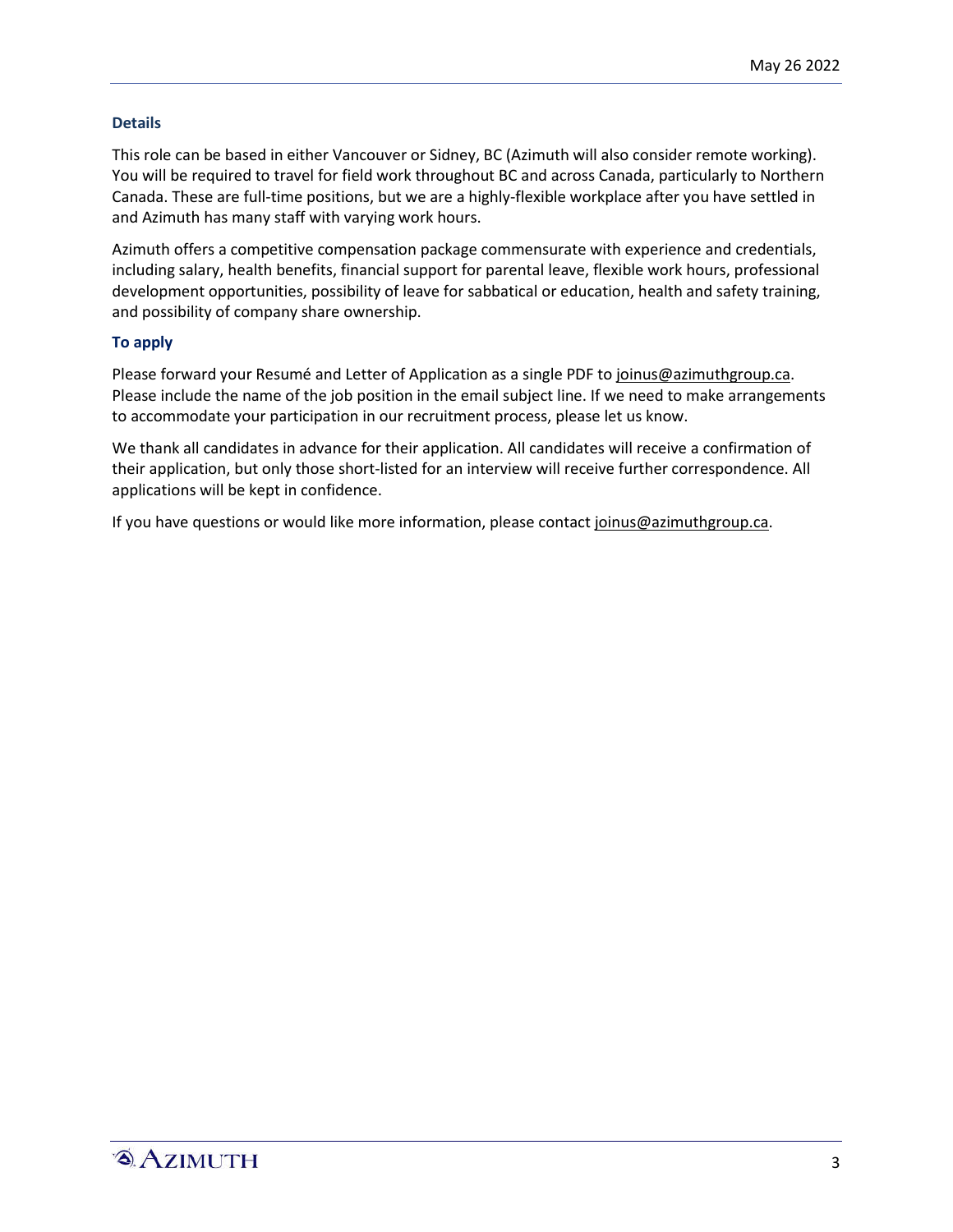### Details

This role can be based in either Vancouver or Sidney, BC (Azimuth will also consider remote working). You will be required to travel for field work throughout BC and across Canada, particularly to Northern Canada. These are full-time positions, but we are a highly-flexible workplace after you have settled in and Azimuth has many staff with varying work hours.

Azimuth offers a competitive compensation package commensurate with experience and credentials, including salary, health benefits, financial support for parental leave, flexible work hours, professional development opportunities, possibility of leave for sabbatical or education, health and safety training, and possibility of company share ownership.

### To apply

Please forward your Resumé and Letter of Application as a single PDF to joinus@azimuthgroup.ca. Please include the name of the job position in the email subject line. If we need to make arrangements to accommodate your participation in our recruitment process, please let us know.

We thank all candidates in advance for their application. All candidates will receive a confirmation of their application, but only those short-listed for an interview will receive further correspondence. All applications will be kept in confidence.

If you have questions or would like more information, please contact joinus@azimuthgroup.ca.